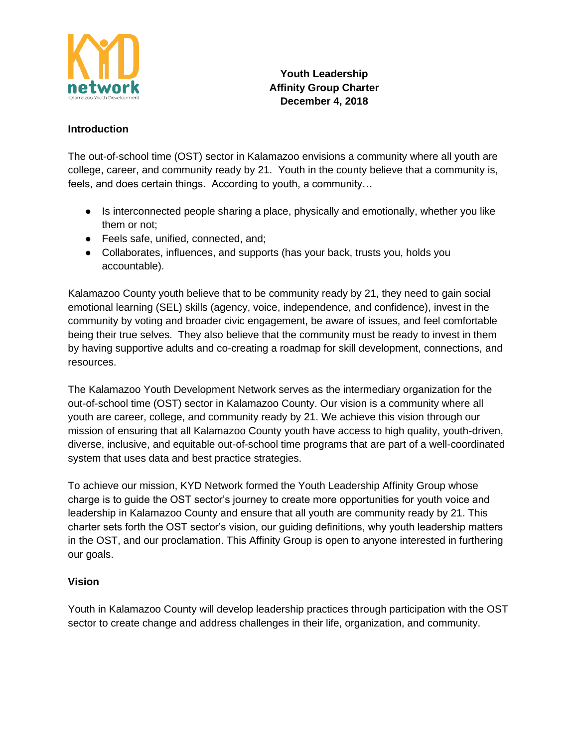# Youth Leadership Affinity Group Charter
## December 4, 2018

### Introduction

The out-of-school time (OST) sector in Kalamazoo envisions a community where all youth are college, career, and community ready by 21. Youth in the county believe that a community is, feels, and does certain things. According to youth, a community…

- Is interconnected people sharing a place, physically and emotionally, whether you like them or not;
- Feels safe, unified, connected, and;
- Collaborates, influences, and supports (has your back, trusts you, holds you accountable).

Kalamazoo County youth believe that to be community ready by 21, they need to gain social emotional learning (SEL) skills (agency, voice, independence, and confidence), invest in the community by voting and broader civic engagement, be aware of issues, and feel comfortable being their true selves. They also believe that the community must be ready to invest in them by having supportive adults and co-creating a roadmap for skill development, connections, and resources.

The Kalamazoo Youth Development Network serves as the intermediary organization for the out-of-school time (OST) sector in Kalamazoo County. Our vision is a community where all youth are career, college, and community ready by 21. We achieve this vision through our mission of ensuring that all Kalamazoo County youth have access to high quality, youth-driven, diverse, inclusive, and equitable out-of-school time programs that are part of a well-coordinated system that uses data and best practice strategies.

To achieve our mission, KYD Network formed the Youth Leadership Affinity Group whose charge is to guide the OST sector's journey to create more opportunities for youth voice and leadership in Kalamazoo County and ensure that all youth are community ready by 21. This charter sets forth the OST sector's vision, our guiding definitions, why youth leadership matters in the OST, and our proclamation. This Affinity Group is open to anyone interested in furthering our goals.

### Vision

Youth in Kalamazoo County will develop leadership practices through participation with the OST sector to create change and address challenges in their life, organization, and community.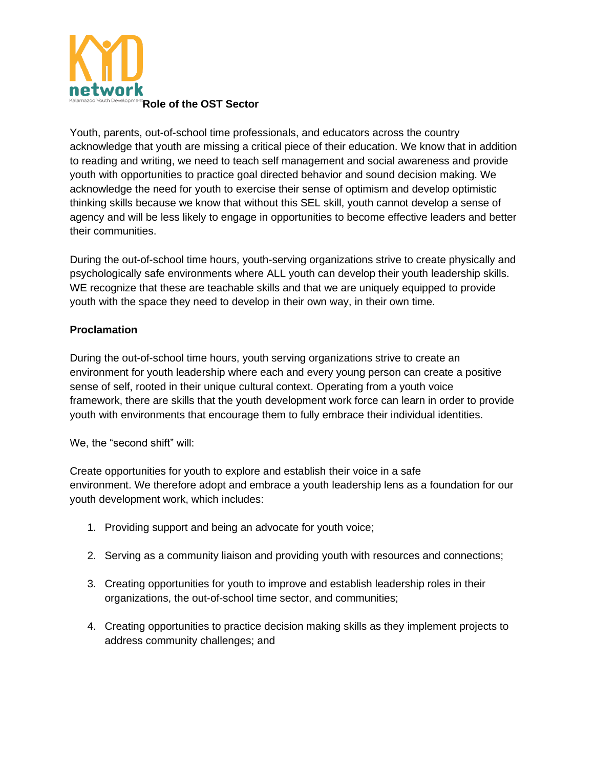## Role of the OST Sector

Youth, parents, out-of-school time professionals, and educators across the country acknowledge that youth are missing a critical piece of their education. We know that in addition to reading and writing, we need to teach self management and social awareness and provide youth with opportunities to practice goal directed behavior and sound decision making. We acknowledge the need for youth to exercise their sense of optimism and develop optimistic thinking skills because we know that without this SEL skill, youth cannot develop a sense of agency and will be less likely to engage in opportunities to become effective leaders and better their communities.

During the out-of-school time hours, youth-serving organizations strive to create physically and psychologically safe environments where ALL youth can develop their youth leadership skills. WE recognize that these are teachable skills and that we are uniquely equipped to provide youth with the space they need to develop in their own way, in their own time.

**Proclamation**

During the out-of-school time hours, youth serving organizations strive to create an environment for youth leadership where each and every young person can create a positive sense of self, rooted in their unique cultural context. Operating from a youth voice framework, there are skills that the youth development work force can learn in order to provide youth with environments that encourage them to fully embrace their individual identities.

We, the "second shift" will:

Create opportunities for youth to explore and establish their voice in a safe environment. We therefore adopt and embrace a youth leadership lens as a foundation for our youth development work, which includes:

1. Providing support and being an advocate for youth voice;
2. Serving as a community liaison and providing youth with resources and connections;
3. Creating opportunities for youth to improve and establish leadership roles in their organizations, the out-of-school time sector, and communities;
4. Creating opportunities to practice decision making skills as they implement projects to address community challenges; and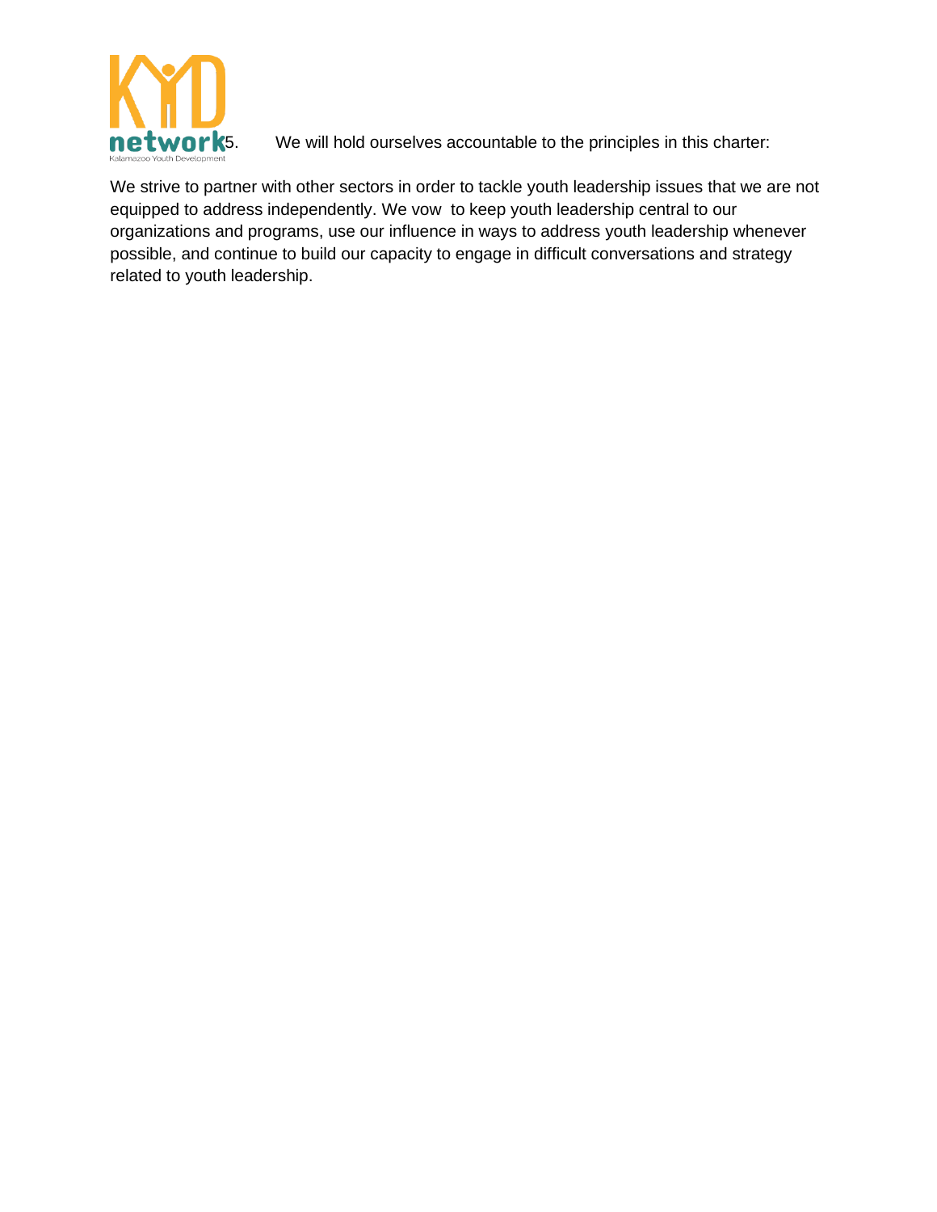5. We will hold ourselves accountable to the principles in this charter:

We strive to partner with other sectors in order to tackle youth leadership issues that we are not equipped to address independently. We vow to keep youth leadership central to our organizations and programs, use our influence in ways to address youth leadership whenever possible, and continue to build our capacity to engage in difficult conversations and strategy related to youth leadership.